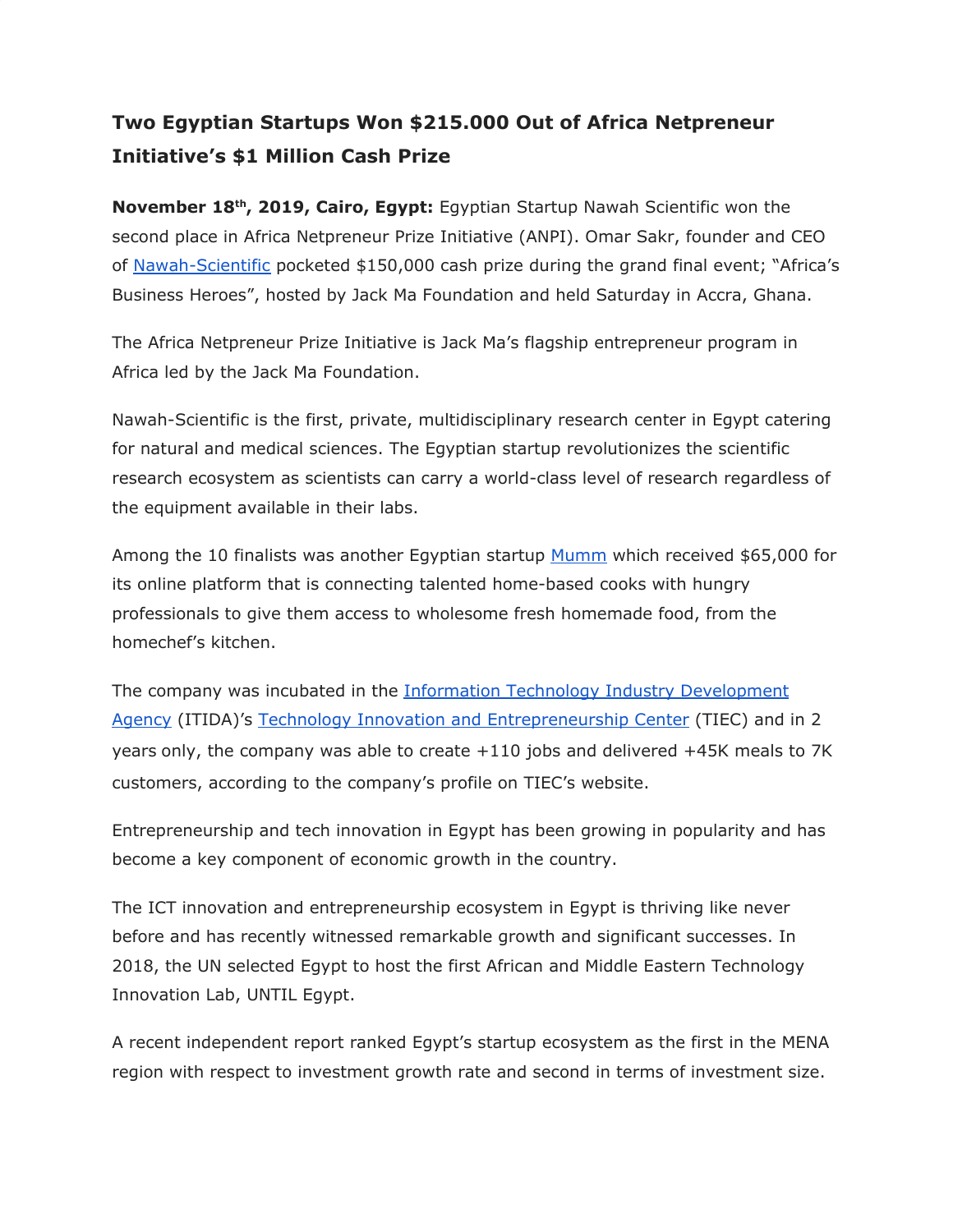# Two Egyptian Startups Won $215.000 Out of Africa Netpreneur Initiative's $1 Million Cash Prize

**November 18th, 2019, Cairo, Egypt:** Egyptian Startup Nawah Scientific won the second place in Africa Netpreneur Prize Initiative (ANPI). Omar Sakr, founder and CEO of Nawah-Scientific pocketed $150,000 cash prize during the grand final event; "Africa's Business Heroes", hosted by Jack Ma Foundation and held Saturday in Accra, Ghana.

The Africa Netpreneur Prize Initiative is Jack Ma's flagship entrepreneur program in Africa led by the Jack Ma Foundation.

Nawah-Scientific is the first, private, multidisciplinary research center in Egypt catering for natural and medical sciences. The Egyptian startup revolutionizes the scientific research ecosystem as scientists can carry a world-class level of research regardless of the equipment available in their labs.

Among the 10 finalists was another Egyptian startup Mumm which received $65,000 for its online platform that is connecting talented home-based cooks with hungry professionals to give them access to wholesome fresh homemade food, from the homechef's kitchen.

The company was incubated in the Information Technology Industry Development Agency (ITIDA)'s Technology Innovation and Entrepreneurship Center (TIEC) and in 2 years only, the company was able to create +110 jobs and delivered +45K meals to 7K customers, according to the company's profile on TIEC's website.

Entrepreneurship and tech innovation in Egypt has been growing in popularity and has become a key component of economic growth in the country.

The ICT innovation and entrepreneurship ecosystem in Egypt is thriving like never before and has recently witnessed remarkable growth and significant successes. In 2018, the UN selected Egypt to host the first African and Middle Eastern Technology Innovation Lab, UNTIL Egypt.

A recent independent report ranked Egypt's startup ecosystem as the first in the MENA region with respect to investment growth rate and second in terms of investment size.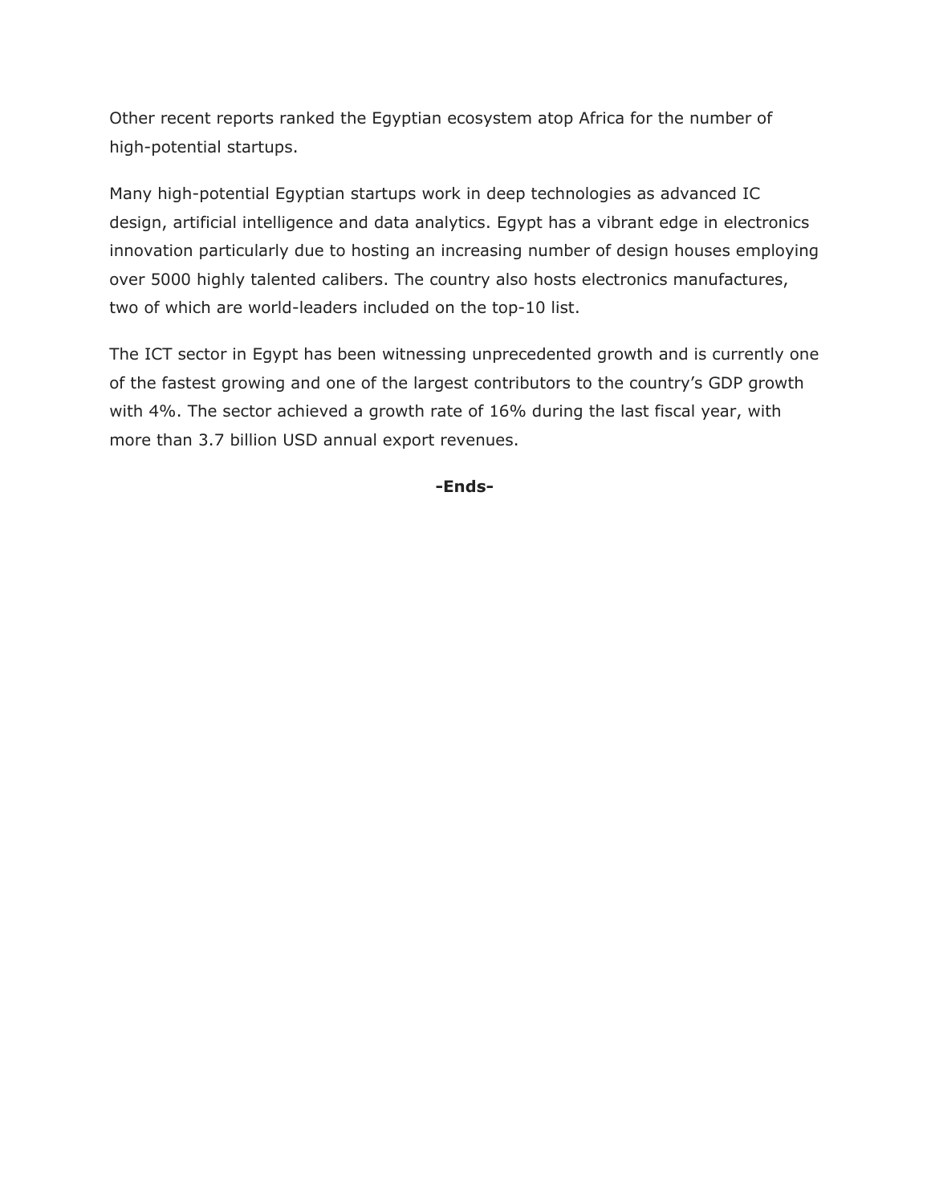Other recent reports ranked the Egyptian ecosystem atop Africa for the number of high-potential startups.

Many high-potential Egyptian startups work in deep technologies as advanced IC design, artificial intelligence and data analytics. Egypt has a vibrant edge in electronics innovation particularly due to hosting an increasing number of design houses employing over 5000 highly talented calibers. The country also hosts electronics manufactures, two of which are world-leaders included on the top-10 list.

The ICT sector in Egypt has been witnessing unprecedented growth and is currently one of the fastest growing and one of the largest contributors to the country's GDP growth with 4%. The sector achieved a growth rate of 16% during the last fiscal year, with more than 3.7 billion USD annual export revenues.

**-Ends-**